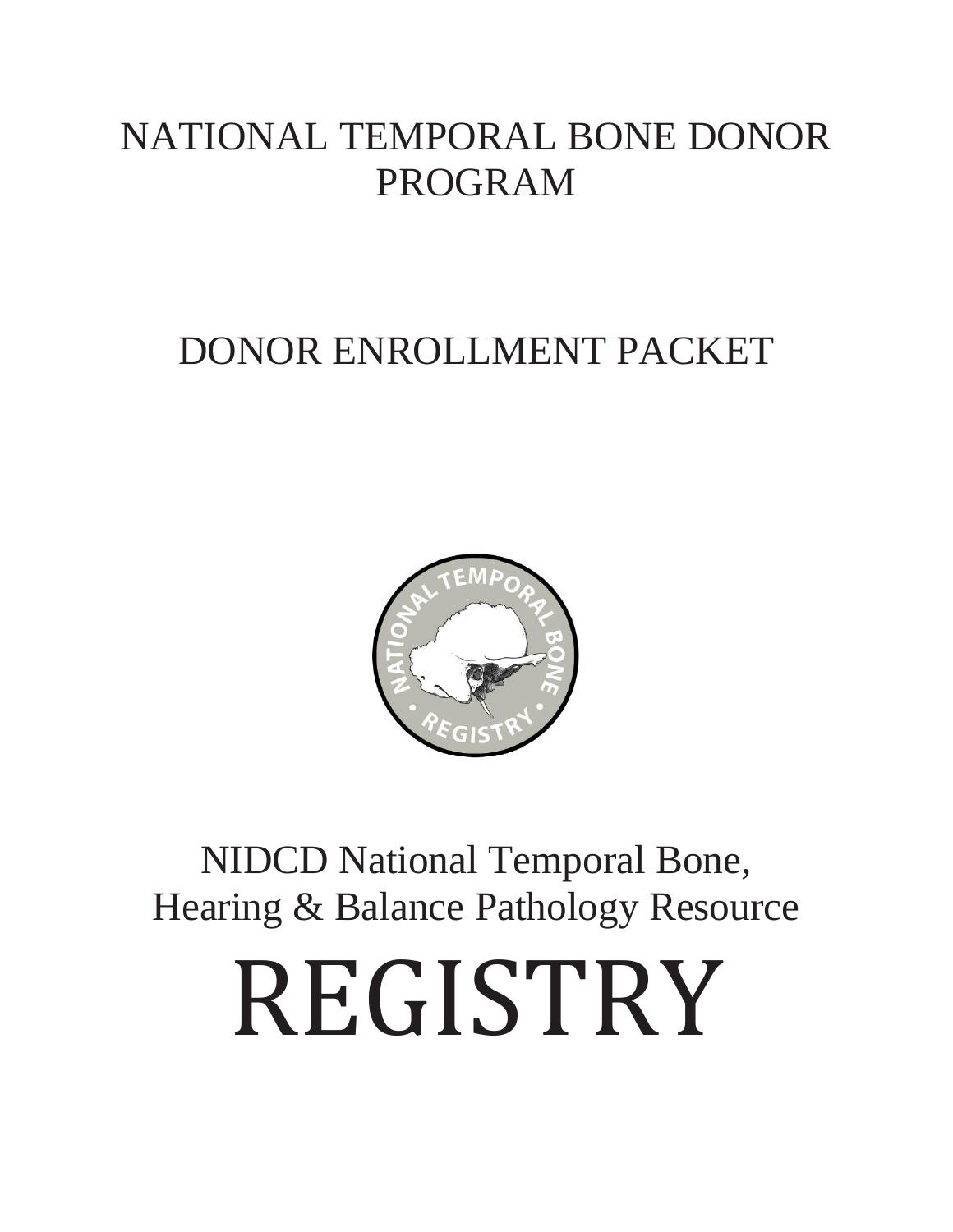# NATIONAL TEMPORAL BONE DONOR PROGRAM

## DONOR ENROLLMENT PACKET

NIDCD National Temporal Bone, Hearing & Balance Pathology Resource

# REGISTRY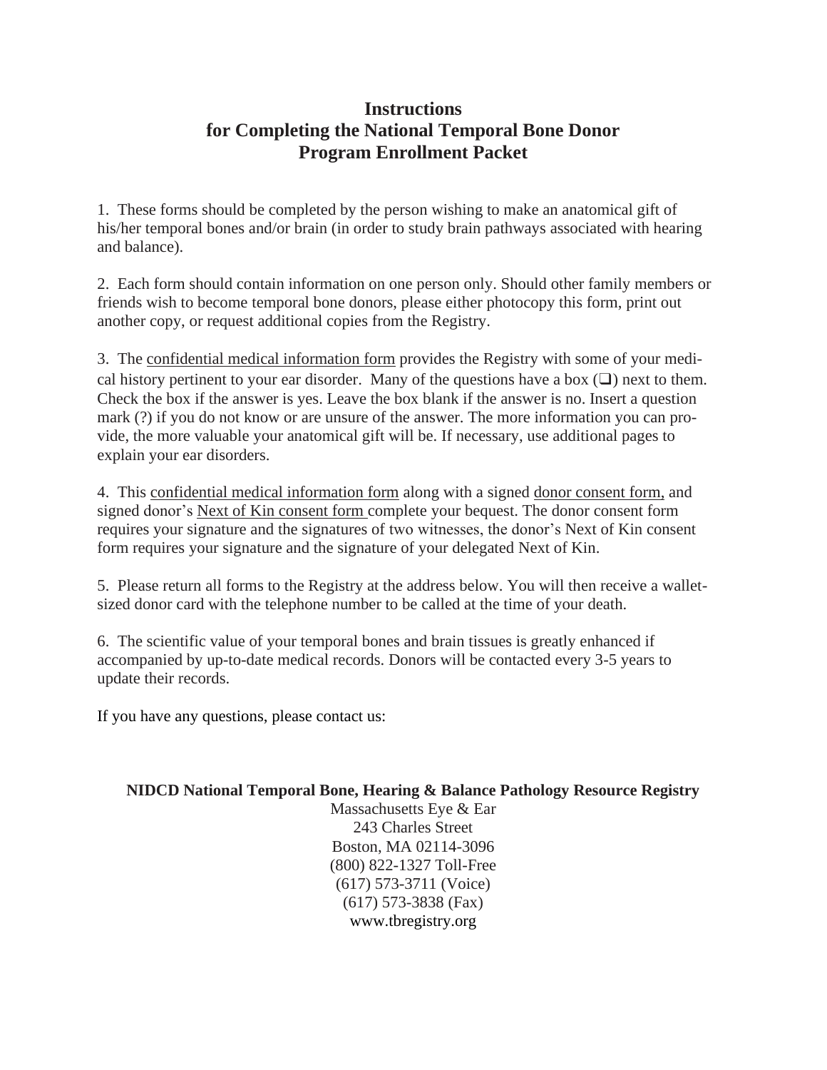# Instructions for Completing the National Temporal Bone Donor Program Enrollment Packet

1. These forms should be completed by the person wishing to make an anatomical gift of his/her temporal bones and/or brain (in order to study brain pathways associated with hearing and balance).

2. Each form should contain information on one person only. Should other family members or friends wish to become temporal bone donors, please either photocopy this form, print out another copy, or request additional copies from the Registry.

3. The confidential medical information form provides the Registry with some of your medical history pertinent to your ear disorder. Many of the questions have a box (❑) next to them. Check the box if the answer is yes. Leave the box blank if the answer is no. Insert a question mark (?) if you do not know or are unsure of the answer. The more information you can provide, the more valuable your anatomical gift will be. If necessary, use additional pages to explain your ear disorders.

4. This confidential medical information form along with a signed donor consent form, and signed donor's Next of Kin consent form complete your bequest. The donor consent form requires your signature and the signatures of two witnesses, the donor's Next of Kin consent form requires your signature and the signature of your delegated Next of Kin.

5. Please return all forms to the Registry at the address below. You will then receive a wallet-sized donor card with the telephone number to be called at the time of your death.

6. The scientific value of your temporal bones and brain tissues is greatly enhanced if accompanied by up-to-date medical records. Donors will be contacted every 3-5 years to update their records.

If you have any questions, please contact us:

**NIDCD National Temporal Bone, Hearing & Balance Pathology Resource Registry**
Massachusetts Eye & Ear
243 Charles Street
Boston, MA 02114-3096
(800) 822-1327 Toll-Free
(617) 573-3711 (Voice)
(617) 573-3838 (Fax)
www.tbregistry.org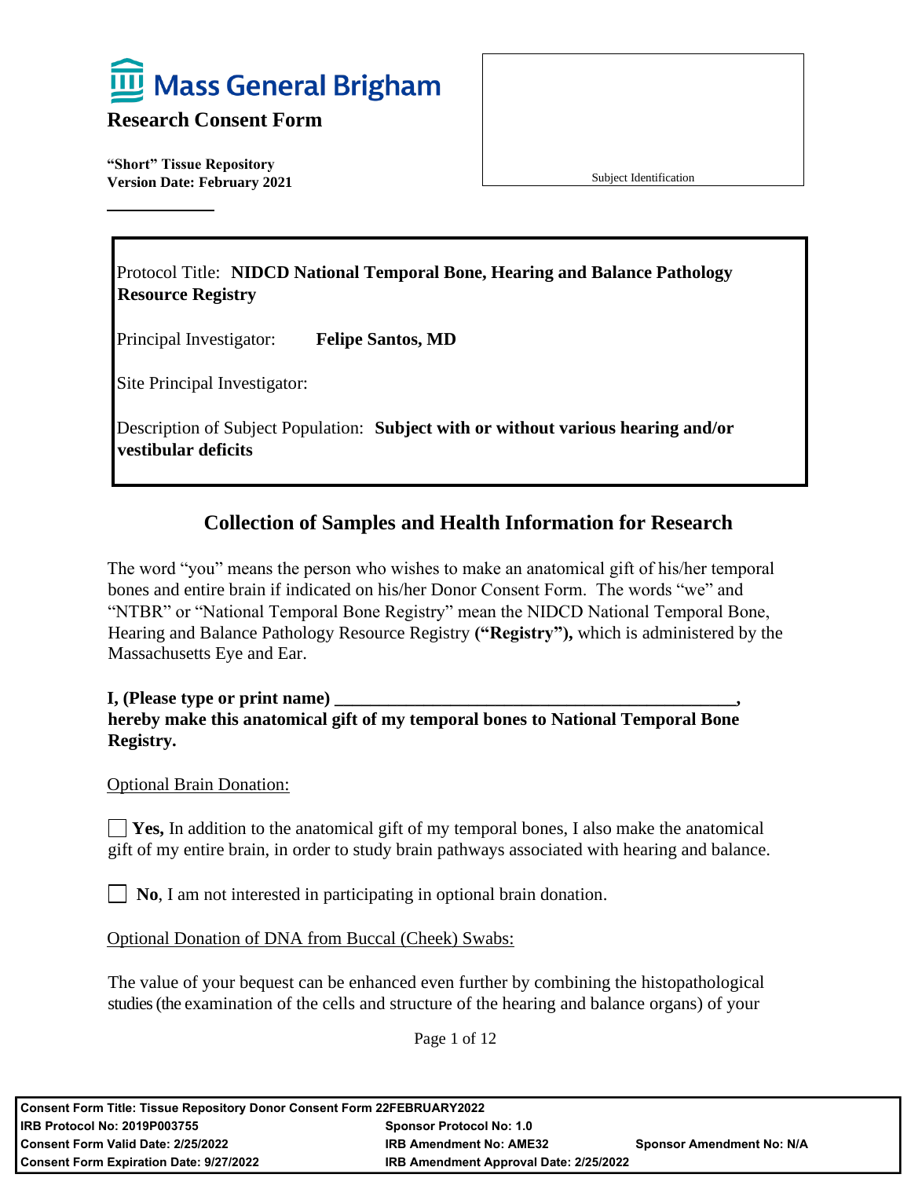# Mass General Brigham

## Research Consent Form

**"Short" Tissue Repository**
**Version Date: February 2021**

Subject Identification

---

| |
|---|
| Protocol Title: **NIDCD National Temporal Bone, Hearing and Balance Pathology Resource Registry** |
| Principal Investigator: **Felipe Santos, MD** |
| Site Principal Investigator: |
| Description of Subject Population: **Subject with or without various hearing and/or vestibular deficits** |

## Collection of Samples and Health Information for Research

The word "you" means the person who wishes to make an anatomical gift of his/her temporal bones and entire brain if indicated on his/her Donor Consent Form. The words "we" and "NTBR" or "National Temporal Bone Registry" mean the NIDCD National Temporal Bone, Hearing and Balance Pathology Resource Registry **("Registry"),** which is administered by the Massachusetts Eye and Ear.

**I, (Please type or print name) _______________________________________________, hereby make this anatomical gift of my temporal bones to National Temporal Bone Registry.**

Optional Brain Donation:

☐ **Yes,** In addition to the anatomical gift of my temporal bones, I also make the anatomical gift of my entire brain, in order to study brain pathways associated with hearing and balance.

☐ **No**, I am not interested in participating in optional brain donation.

Optional Donation of DNA from Buccal (Cheek) Swabs:

The value of your bequest can be enhanced even further by combining the histopathological studies (the examination of the cells and structure of the hearing and balance organs) of your

| | | |
|---|---|---|
| **Consent Form Title: Tissue Repository Donor Consent Form 22FEBRUARY2022** | | |
| **IRB Protocol No: 2019P003755** | **Sponsor Protocol No: 1.0** | |
| **Consent Form Valid Date: 2/25/2022** | **IRB Amendment No: AME32** | **Sponsor Amendment No: N/A** |
| **Consent Form Expiration Date: 9/27/2022** | **IRB Amendment Approval Date: 2/25/2022** | |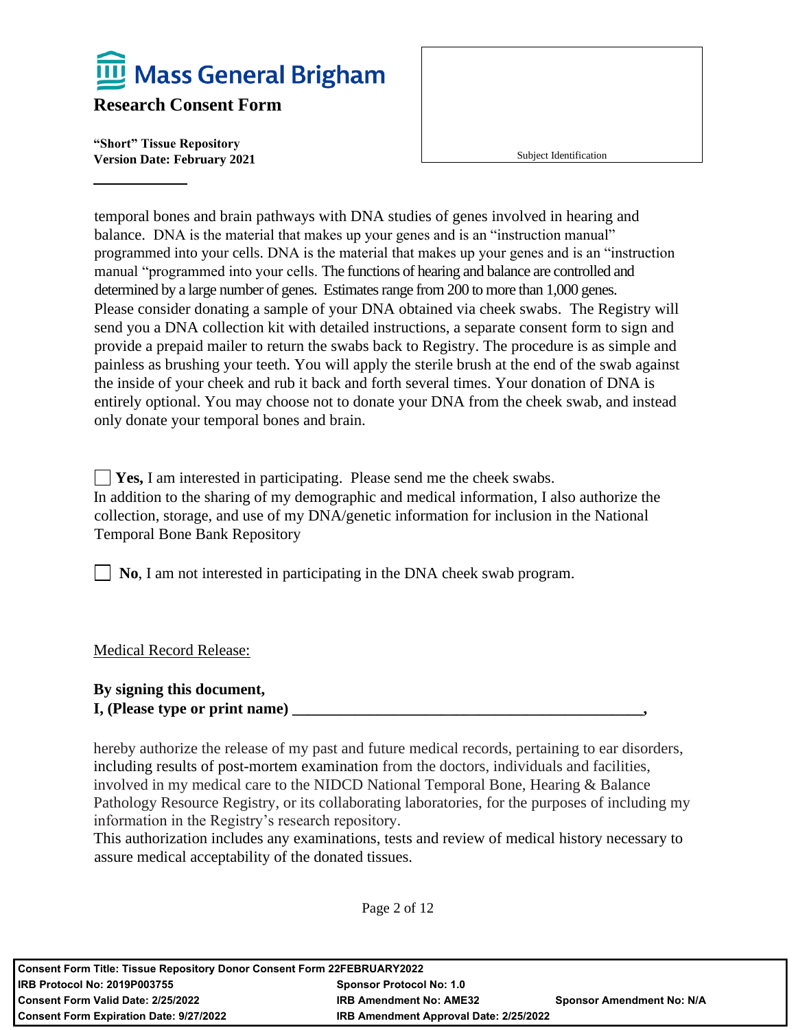temporal bones and brain pathways with DNA studies of genes involved in hearing and balance. DNA is the material that makes up your genes and is an "instruction manual" programmed into your cells. DNA is the material that makes up your genes and is an "instruction manual "programmed into your cells. The functions of hearing and balance are controlled and determined by a large number of genes. Estimates range from 200 to more than 1,000 genes. Please consider donating a sample of your DNA obtained via cheek swabs. The Registry will send you a DNA collection kit with detailed instructions, a separate consent form to sign and provide a prepaid mailer to return the swabs back to Registry. The procedure is as simple and painless as brushing your teeth. You will apply the sterile brush at the end of the swab against the inside of your cheek and rub it back and forth several times. Your donation of DNA is entirely optional. You may choose not to donate your DNA from the cheek swab, and instead only donate your temporal bones and brain.

☐ **Yes,** I am interested in participating. Please send me the cheek swabs.
In addition to the sharing of my demographic and medical information, I also authorize the collection, storage, and use of my DNA/genetic information for inclusion in the National Temporal Bone Bank Repository

☐ **No**, I am not interested in participating in the DNA cheek swab program.

Medical Record Release:

**By signing this document,**
**I, (Please type or print name) ______________________________________________,**

hereby authorize the release of my past and future medical records, pertaining to ear disorders, including results of post-mortem examination from the doctors, individuals and facilities, involved in my medical care to the NIDCD National Temporal Bone, Hearing & Balance Pathology Resource Registry, or its collaborating laboratories, for the purposes of including my information in the Registry's research repository.
This authorization includes any examinations, tests and review of medical history necessary to assure medical acceptability of the donated tissues.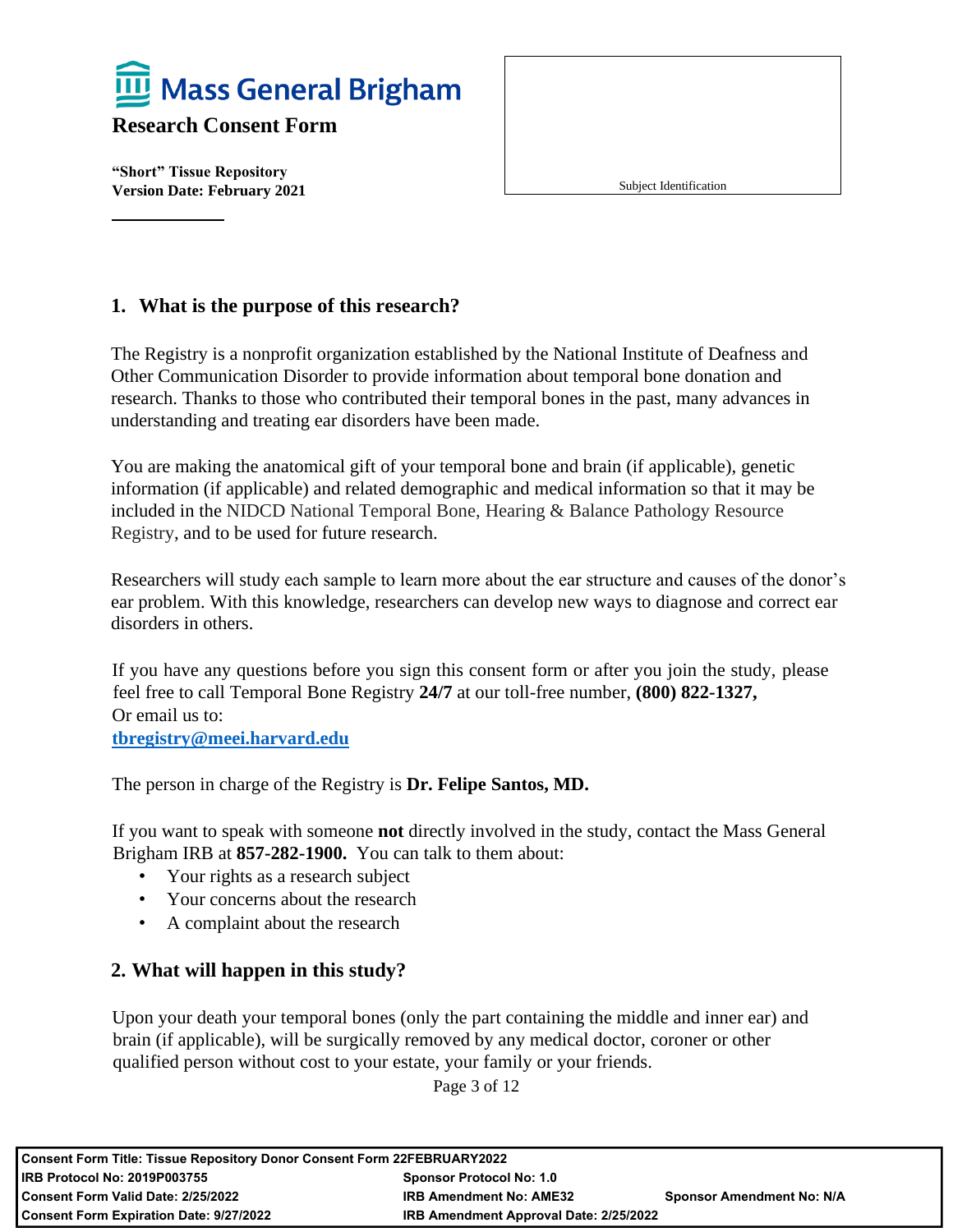# Mass General Brigham

**Research Consent Form**

**"Short" Tissue Repository**
**Version Date: February 2021**

Subject Identification

## 1. What is the purpose of this research?

The Registry is a nonprofit organization established by the National Institute of Deafness and Other Communication Disorder to provide information about temporal bone donation and research. Thanks to those who contributed their temporal bones in the past, many advances in understanding and treating ear disorders have been made.

You are making the anatomical gift of your temporal bone and brain (if applicable), genetic information (if applicable) and related demographic and medical information so that it may be included in the NIDCD National Temporal Bone, Hearing & Balance Pathology Resource Registry, and to be used for future research.

Researchers will study each sample to learn more about the ear structure and causes of the donor's ear problem. With this knowledge, researchers can develop new ways to diagnose and correct ear disorders in others.

If you have any questions before you sign this consent form or after you join the study, please feel free to call Temporal Bone Registry **24/7** at our toll-free number, **(800) 822-1327,**
Or email us to:
**tbregistry@meei.harvard.edu**

The person in charge of the Registry is **Dr. Felipe Santos, MD.**

If you want to speak with someone **not** directly involved in the study, contact the Mass General Brigham IRB at **857-282-1900.** You can talk to them about:

- Your rights as a research subject
- Your concerns about the research
- A complaint about the research

## 2. What will happen in this study?

Upon your death your temporal bones (only the part containing the middle and inner ear) and brain (if applicable), will be surgically removed by any medical doctor, coroner or other qualified person without cost to your estate, your family or your friends.

| | | |
|---|---|---|
| **Consent Form Title: Tissue Repository Donor Consent Form 22FEBRUARY2022** | | |
| **IRB Protocol No: 2019P003755** | **Sponsor Protocol No: 1.0** | |
| **Consent Form Valid Date: 2/25/2022** | **IRB Amendment No: AME32** | **Sponsor Amendment No: N/A** |
| **Consent Form Expiration Date: 9/27/2022** | **IRB Amendment Approval Date: 2/25/2022** | |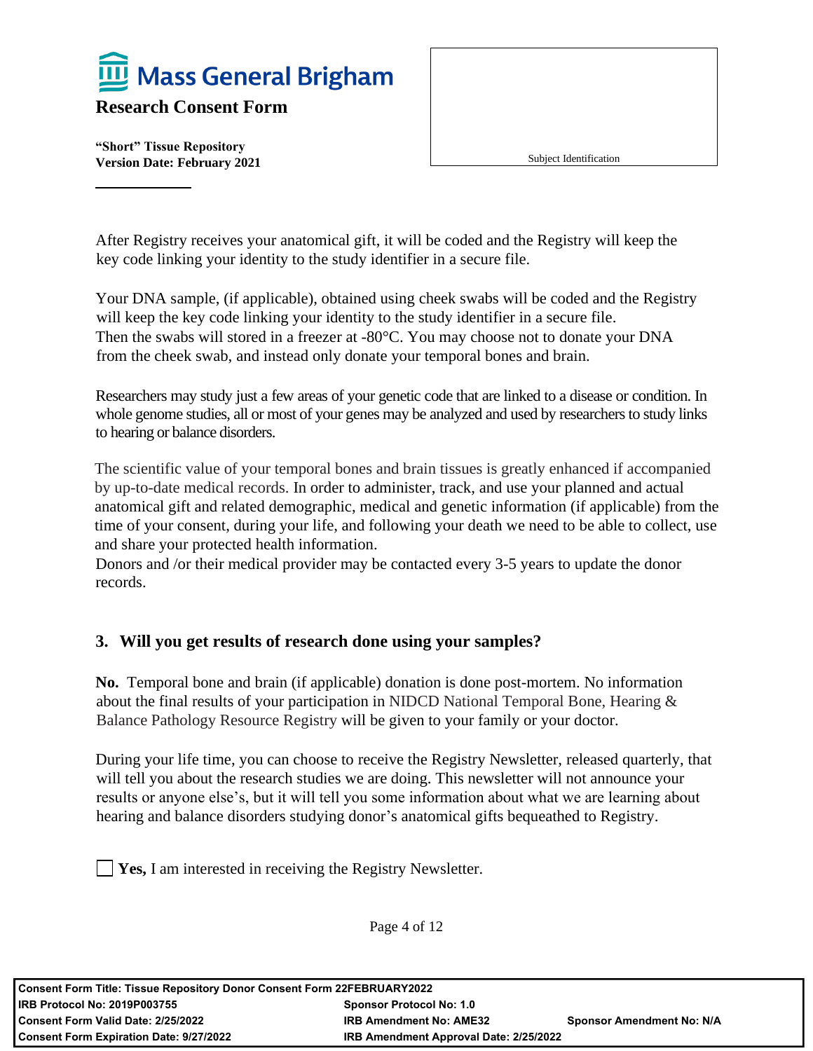After Registry receives your anatomical gift, it will be coded and the Registry will keep the key code linking your identity to the study identifier in a secure file.

Your DNA sample, (if applicable), obtained using cheek swabs will be coded and the Registry will keep the key code linking your identity to the study identifier in a secure file. Then the swabs will stored in a freezer at -80°C. You may choose not to donate your DNA from the cheek swab, and instead only donate your temporal bones and brain.

Researchers may study just a few areas of your genetic code that are linked to a disease or condition. In whole genome studies, all or most of your genes may be analyzed and used by researchers to study links to hearing or balance disorders.

The scientific value of your temporal bones and brain tissues is greatly enhanced if accompanied by up-to-date medical records. In order to administer, track, and use your planned and actual anatomical gift and related demographic, medical and genetic information (if applicable) from the time of your consent, during your life, and following your death we need to be able to collect, use and share your protected health information.
Donors and /or their medical provider may be contacted every 3-5 years to update the donor records.

## 3. Will you get results of research done using your samples?

**No.** Temporal bone and brain (if applicable) donation is done post-mortem. No information about the final results of your participation in NIDCD National Temporal Bone, Hearing & Balance Pathology Resource Registry will be given to your family or your doctor.

During your life time, you can choose to receive the Registry Newsletter, released quarterly, that will tell you about the research studies we are doing. This newsletter will not announce your results or anyone else's, but it will tell you some information about what we are learning about hearing and balance disorders studying donor's anatomical gifts bequeathed to Registry.

☐ **Yes,** I am interested in receiving the Registry Newsletter.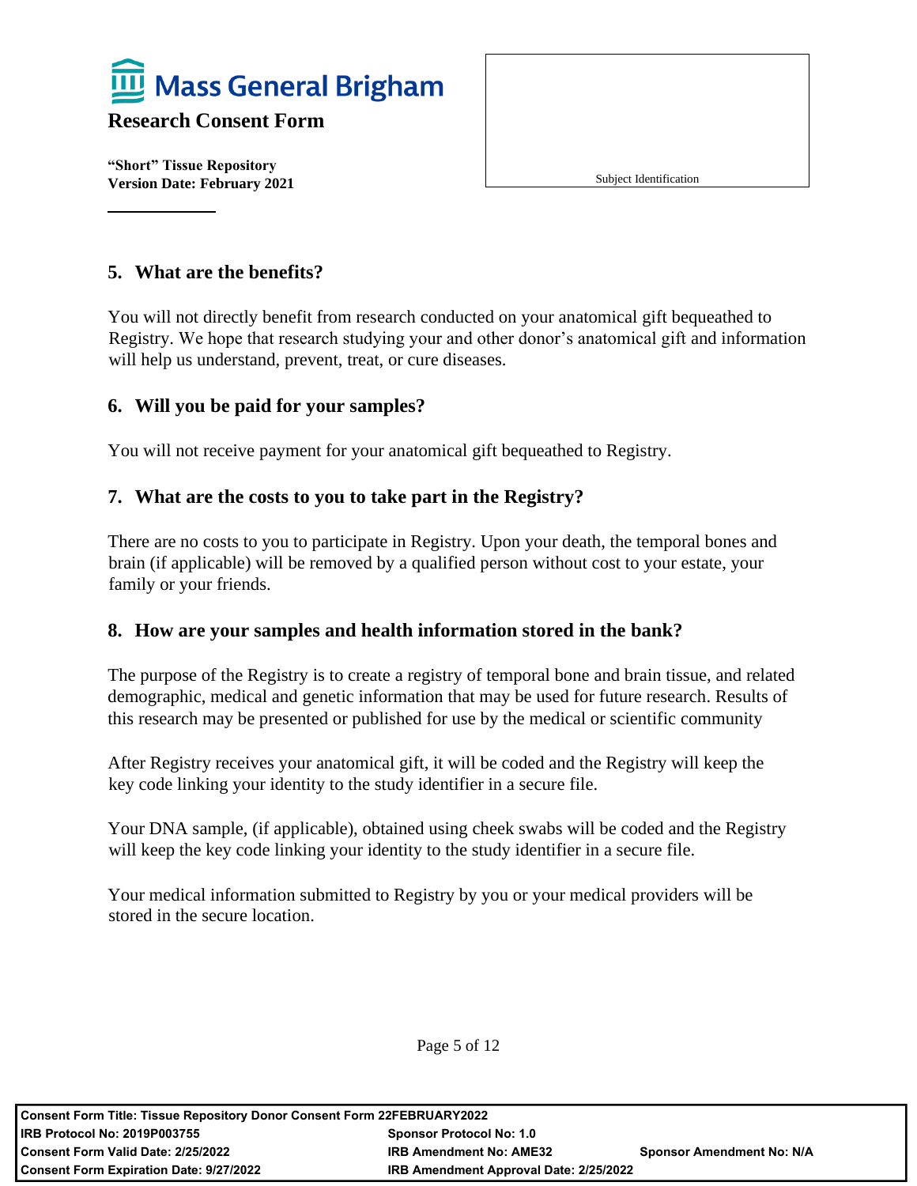## 5. What are the benefits?

You will not directly benefit from research conducted on your anatomical gift bequeathed to Registry. We hope that research studying your and other donor's anatomical gift and information will help us understand, prevent, treat, or cure diseases.

## 6. Will you be paid for your samples?

You will not receive payment for your anatomical gift bequeathed to Registry.

## 7. What are the costs to you to take part in the Registry?

There are no costs to you to participate in Registry. Upon your death, the temporal bones and brain (if applicable) will be removed by a qualified person without cost to your estate, your family or your friends.

## 8. How are your samples and health information stored in the bank?

The purpose of the Registry is to create a registry of temporal bone and brain tissue, and related demographic, medical and genetic information that may be used for future research. Results of this research may be presented or published for use by the medical or scientific community

After Registry receives your anatomical gift, it will be coded and the Registry will keep the key code linking your identity to the study identifier in a secure file.

Your DNA sample, (if applicable), obtained using cheek swabs will be coded and the Registry will keep the key code linking your identity to the study identifier in a secure file.

Your medical information submitted to Registry by you or your medical providers will be stored in the secure location.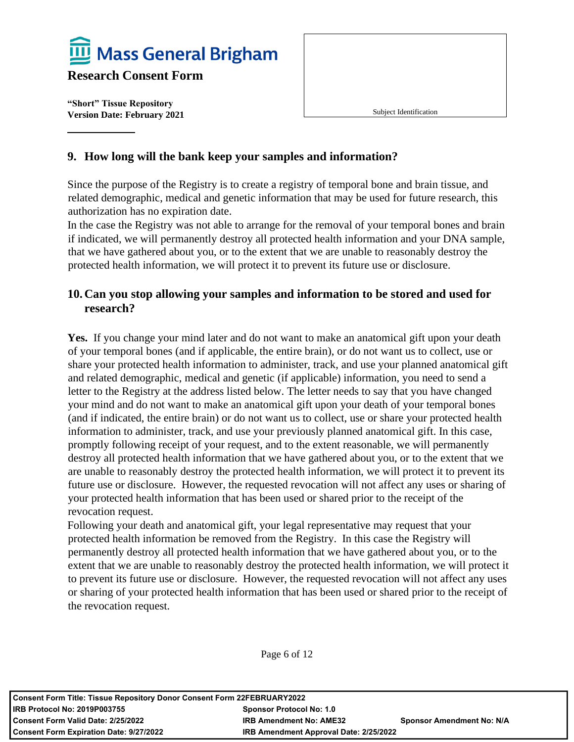## 9. How long will the bank keep your samples and information?

Since the purpose of the Registry is to create a registry of temporal bone and brain tissue, and related demographic, medical and genetic information that may be used for future research, this authorization has no expiration date.

In the case the Registry was not able to arrange for the removal of your temporal bones and brain if indicated, we will permanently destroy all protected health information and your DNA sample, that we have gathered about you, or to the extent that we are unable to reasonably destroy the protected health information, we will protect it to prevent its future use or disclosure.

## 10. Can you stop allowing your samples and information to be stored and used for research?

**Yes.** If you change your mind later and do not want to make an anatomical gift upon your death of your temporal bones (and if applicable, the entire brain), or do not want us to collect, use or share your protected health information to administer, track, and use your planned anatomical gift and related demographic, medical and genetic (if applicable) information, you need to send a letter to the Registry at the address listed below. The letter needs to say that you have changed your mind and do not want to make an anatomical gift upon your death of your temporal bones (and if indicated, the entire brain) or do not want us to collect, use or share your protected health information to administer, track, and use your previously planned anatomical gift. In this case, promptly following receipt of your request, and to the extent reasonable, we will permanently destroy all protected health information that we have gathered about you, or to the extent that we are unable to reasonably destroy the protected health information, we will protect it to prevent its future use or disclosure. However, the requested revocation will not affect any uses or sharing of your protected health information that has been used or shared prior to the receipt of the revocation request.

Following your death and anatomical gift, your legal representative may request that your protected health information be removed from the Registry. In this case the Registry will permanently destroy all protected health information that we have gathered about you, or to the extent that we are unable to reasonably destroy the protected health information, we will protect it to prevent its future use or disclosure. However, the requested revocation will not affect any uses or sharing of your protected health information that has been used or shared prior to the receipt of the revocation request.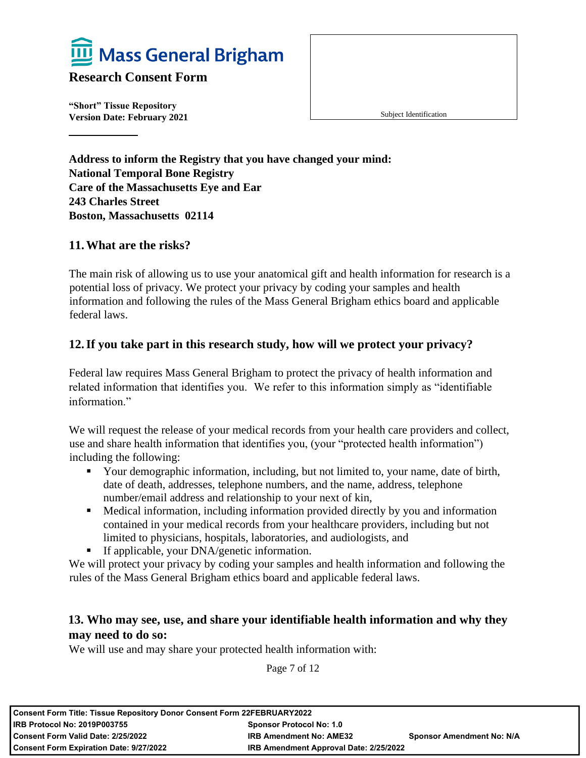**Address to inform the Registry that you have changed your mind:**
**National Temporal Bone Registry**
**Care of the Massachusetts Eye and Ear**
**243 Charles Street**
**Boston, Massachusetts 02114**

## 11. What are the risks?

The main risk of allowing us to use your anatomical gift and health information for research is a potential loss of privacy. We protect your privacy by coding your samples and health information and following the rules of the Mass General Brigham ethics board and applicable federal laws.

## 12. If you take part in this research study, how will we protect your privacy?

Federal law requires Mass General Brigham to protect the privacy of health information and related information that identifies you. We refer to this information simply as "identifiable information."

We will request the release of your medical records from your health care providers and collect, use and share health information that identifies you, (your "protected health information") including the following:

- Your demographic information, including, but not limited to, your name, date of birth, date of death, addresses, telephone numbers, and the name, address, telephone number/email address and relationship to your next of kin,
- Medical information, including information provided directly by you and information contained in your medical records from your healthcare providers, including but not limited to physicians, hospitals, laboratories, and audiologists, and
- If applicable, your DNA/genetic information.

We will protect your privacy by coding your samples and health information and following the rules of the Mass General Brigham ethics board and applicable federal laws.

## 13. Who may see, use, and share your identifiable health information and why they may need to do so:

We will use and may share your protected health information with: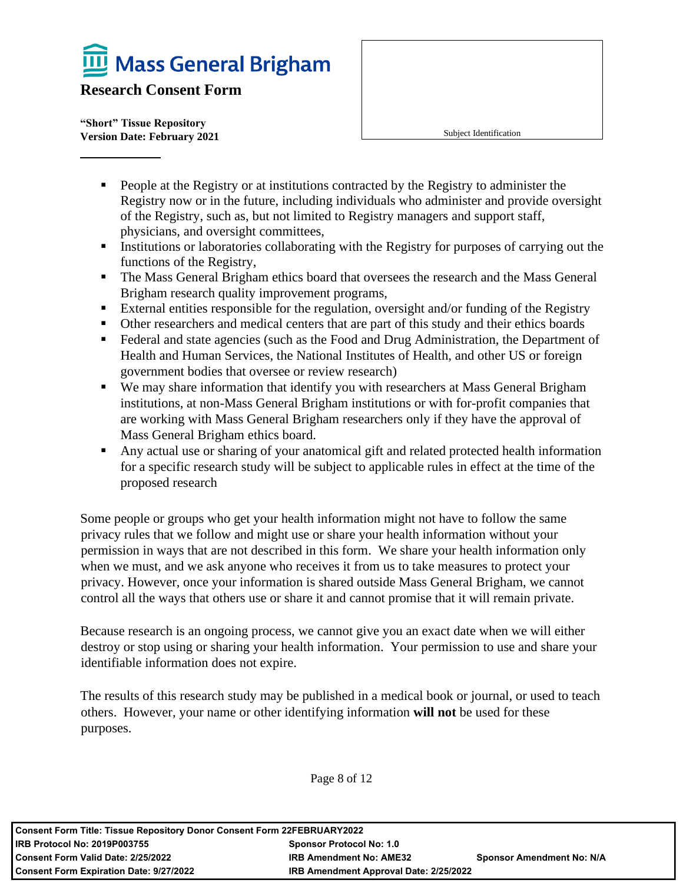- People at the Registry or at institutions contracted by the Registry to administer the Registry now or in the future, including individuals who administer and provide oversight of the Registry, such as, but not limited to Registry managers and support staff, physicians, and oversight committees,
- Institutions or laboratories collaborating with the Registry for purposes of carrying out the functions of the Registry,
- The Mass General Brigham ethics board that oversees the research and the Mass General Brigham research quality improvement programs,
- External entities responsible for the regulation, oversight and/or funding of the Registry
- Other researchers and medical centers that are part of this study and their ethics boards
- Federal and state agencies (such as the Food and Drug Administration, the Department of Health and Human Services, the National Institutes of Health, and other US or foreign government bodies that oversee or review research)
- We may share information that identify you with researchers at Mass General Brigham institutions, at non-Mass General Brigham institutions or with for-profit companies that are working with Mass General Brigham researchers only if they have the approval of Mass General Brigham ethics board.
- Any actual use or sharing of your anatomical gift and related protected health information for a specific research study will be subject to applicable rules in effect at the time of the proposed research

Some people or groups who get your health information might not have to follow the same privacy rules that we follow and might use or share your health information without your permission in ways that are not described in this form. We share your health information only when we must, and we ask anyone who receives it from us to take measures to protect your privacy. However, once your information is shared outside Mass General Brigham, we cannot control all the ways that others use or share it and cannot promise that it will remain private.

Because research is an ongoing process, we cannot give you an exact date when we will either destroy or stop using or sharing your health information. Your permission to use and share your identifiable information does not expire.

The results of this research study may be published in a medical book or journal, or used to teach others. However, your name or other identifying information **will not** be used for these purposes.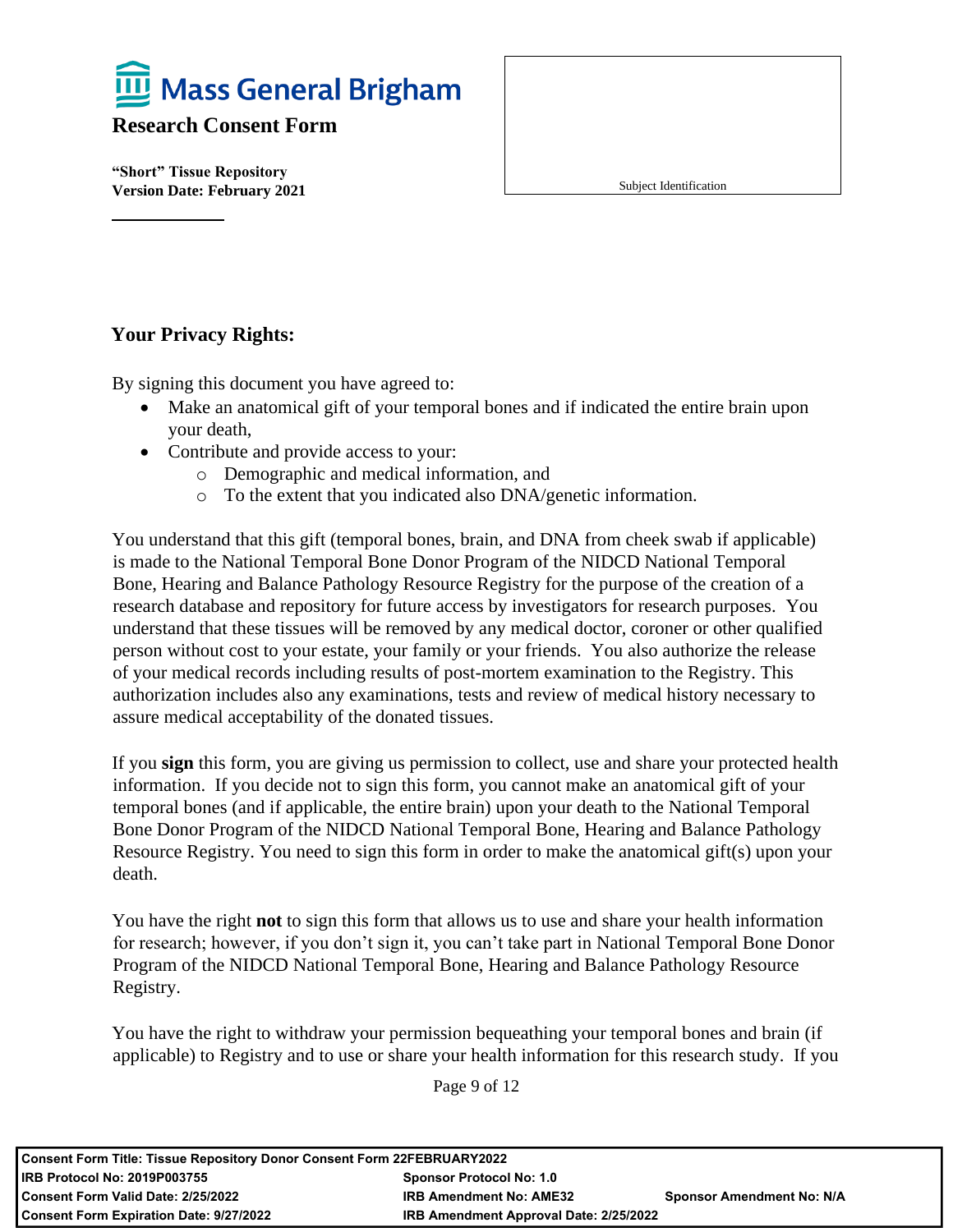## Your Privacy Rights:

By signing this document you have agreed to:

- Make an anatomical gift of your temporal bones and if indicated the entire brain upon your death,
- Contribute and provide access to your:
  - Demographic and medical information, and
  - To the extent that you indicated also DNA/genetic information.

You understand that this gift (temporal bones, brain, and DNA from cheek swab if applicable) is made to the National Temporal Bone Donor Program of the NIDCD National Temporal Bone, Hearing and Balance Pathology Resource Registry for the purpose of the creation of a research database and repository for future access by investigators for research purposes. You understand that these tissues will be removed by any medical doctor, coroner or other qualified person without cost to your estate, your family or your friends. You also authorize the release of your medical records including results of post-mortem examination to the Registry. This authorization includes also any examinations, tests and review of medical history necessary to assure medical acceptability of the donated tissues.

If you **sign** this form, you are giving us permission to collect, use and share your protected health information. If you decide not to sign this form, you cannot make an anatomical gift of your temporal bones (and if applicable, the entire brain) upon your death to the National Temporal Bone Donor Program of the NIDCD National Temporal Bone, Hearing and Balance Pathology Resource Registry. You need to sign this form in order to make the anatomical gift(s) upon your death.

You have the right **not** to sign this form that allows us to use and share your health information for research; however, if you don't sign it, you can't take part in National Temporal Bone Donor Program of the NIDCD National Temporal Bone, Hearing and Balance Pathology Resource Registry.

You have the right to withdraw your permission bequeathing your temporal bones and brain (if applicable) to Registry and to use or share your health information for this research study. If you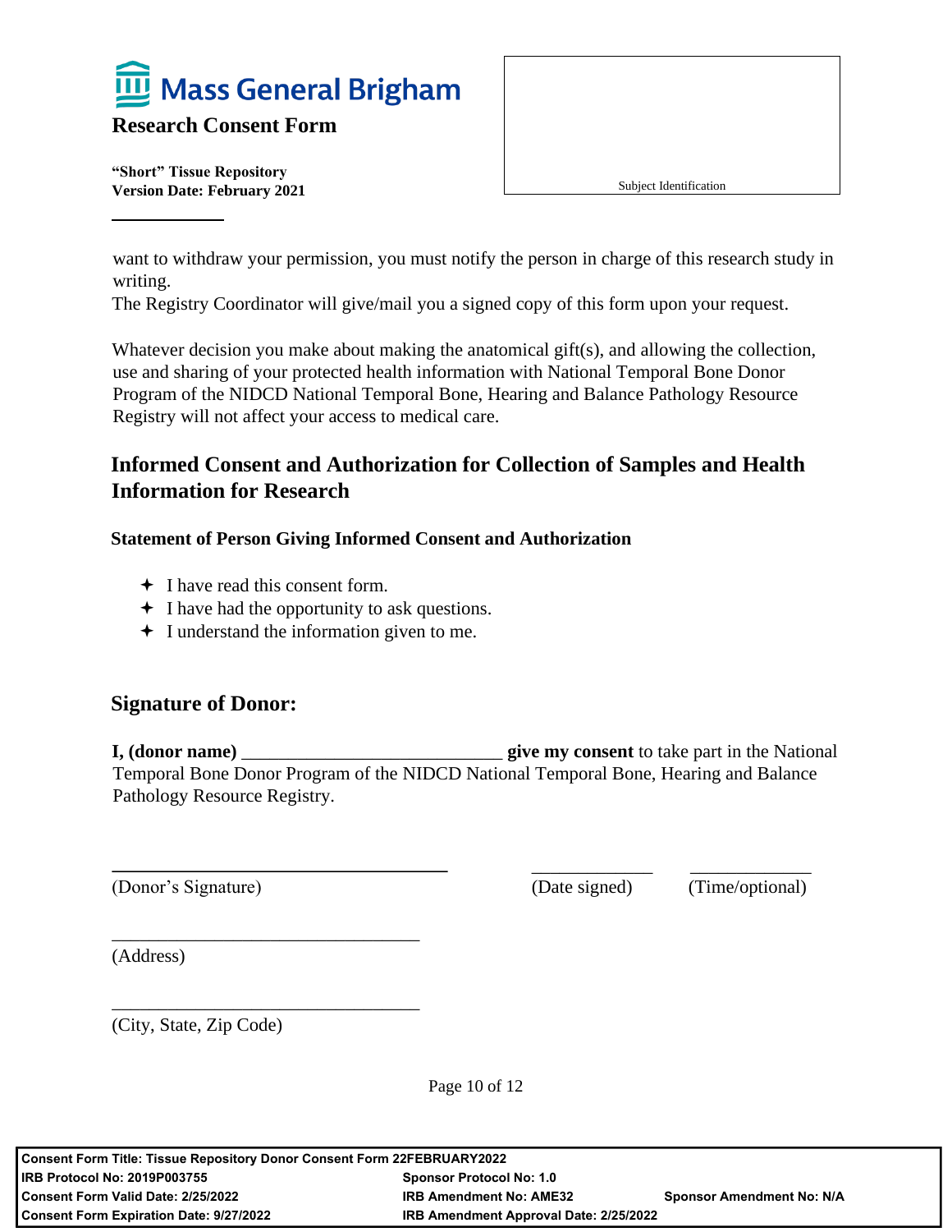want to withdraw your permission, you must notify the person in charge of this research study in writing.
The Registry Coordinator will give/mail you a signed copy of this form upon your request.

Whatever decision you make about making the anatomical gift(s), and allowing the collection, use and sharing of your protected health information with National Temporal Bone Donor Program of the NIDCD National Temporal Bone, Hearing and Balance Pathology Resource Registry will not affect your access to medical care.

## Informed Consent and Authorization for Collection of Samples and Health Information for Research

### Statement of Person Giving Informed Consent and Authorization

- I have read this consent form.
- I have had the opportunity to ask questions.
- I understand the information given to me.

## Signature of Donor:

**I, (donor name)** ___________________________ **give my consent** to take part in the National Temporal Bone Donor Program of the NIDCD National Temporal Bone, Hearing and Balance Pathology Resource Registry.

___________________________________ _____________ _____________
(Donor's Signature) (Date signed) (Time/optional)

_________________________________
(Address)

_________________________________
(City, State, Zip Code)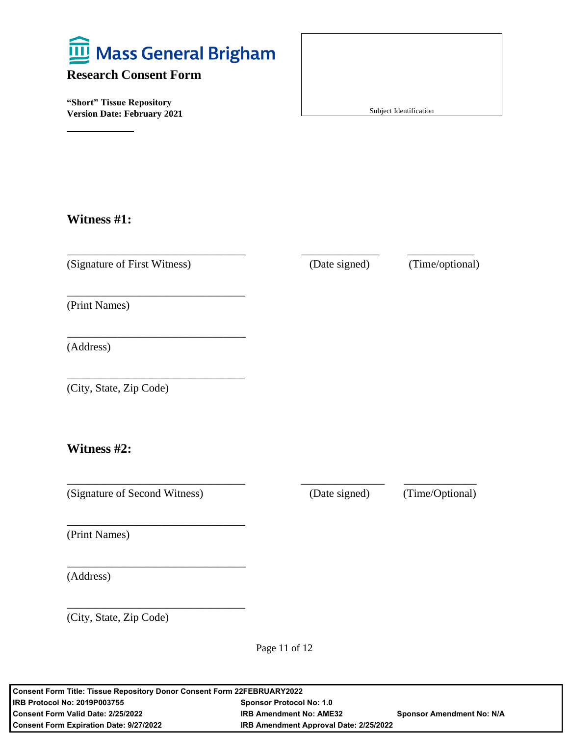Mass General Brigham

**Research Consent Form**

**"Short" Tissue Repository**
**Version Date: February 2021**

Subject Identification

### Witness #1:

\_\_\_\_\_\_\_\_\_\_\_\_\_\_\_\_\_\_\_\_\_\_\_\_\_\_\_\_\_\_\_\_ \_\_\_\_\_\_\_\_\_\_\_\_\_\_ \_\_\_\_\_\_\_\_\_\_\_\_
(Signature of First Witness) (Date signed) (Time/optional)

\_\_\_\_\_\_\_\_\_\_\_\_\_\_\_\_\_\_\_\_\_\_\_\_\_\_\_\_\_\_\_\_
(Print Names)

\_\_\_\_\_\_\_\_\_\_\_\_\_\_\_\_\_\_\_\_\_\_\_\_\_\_\_\_\_\_\_\_
(Address)

\_\_\_\_\_\_\_\_\_\_\_\_\_\_\_\_\_\_\_\_\_\_\_\_\_\_\_\_\_\_\_\_
(City, State, Zip Code)

### Witness #2:

\_\_\_\_\_\_\_\_\_\_\_\_\_\_\_\_\_\_\_\_\_\_\_\_\_\_\_\_\_\_\_\_ \_\_\_\_\_\_\_\_\_\_\_\_\_\_ \_\_\_\_\_\_\_\_\_\_\_\_
(Signature of Second Witness) (Date signed) (Time/Optional)

\_\_\_\_\_\_\_\_\_\_\_\_\_\_\_\_\_\_\_\_\_\_\_\_\_\_\_\_\_\_\_\_
(Print Names)

\_\_\_\_\_\_\_\_\_\_\_\_\_\_\_\_\_\_\_\_\_\_\_\_\_\_\_\_\_\_\_\_
(Address)

\_\_\_\_\_\_\_\_\_\_\_\_\_\_\_\_\_\_\_\_\_\_\_\_\_\_\_\_\_\_\_\_
(City, State, Zip Code)

| Consent Form Title: Tissue Repository Donor Consent Form 22FEBRUARY2022 | | |
|---|---|---|
| IRB Protocol No: 2019P003755 | Sponsor Protocol No: 1.0 | |
| Consent Form Valid Date: 2/25/2022 | IRB Amendment No: AME32 | Sponsor Amendment No: N/A |
| Consent Form Expiration Date: 9/27/2022 | IRB Amendment Approval Date: 2/25/2022 | |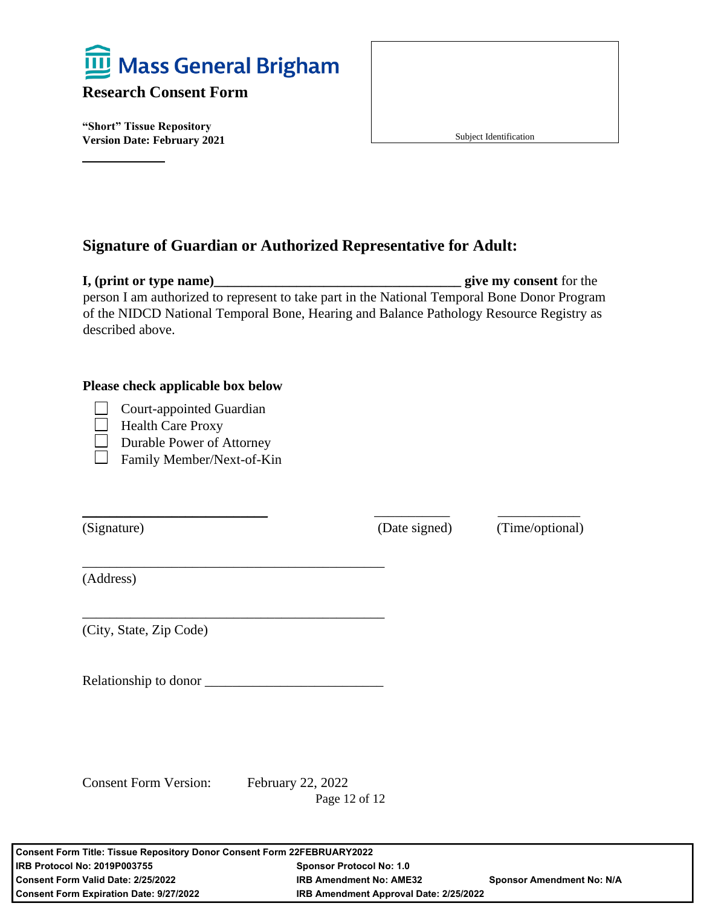**Mass General Brigham**

**Research Consent Form**

**"Short" Tissue Repository**
**Version Date: February 2021**

Subject Identification

## Signature of Guardian or Authorized Representative for Adult:

**I, (print or type name)\_\_\_\_\_\_\_\_\_\_\_\_\_\_\_\_\_\_\_\_\_\_\_\_\_\_\_\_\_\_\_\_\_\_\_\_ give my consent** for the person I am authorized to represent to take part in the National Temporal Bone Donor Program of the NIDCD National Temporal Bone, Hearing and Balance Pathology Resource Registry as described above.

**Please check applicable box below**

- ☐ Court-appointed Guardian
- ☐ Health Care Proxy
- ☐ Durable Power of Attorney
- ☐ Family Member/Next-of-Kin

\_\_\_\_\_\_\_\_\_\_\_\_\_\_\_\_\_\_\_\_\_\_\_\_\_\_ \_\_\_\_\_\_\_\_\_\_\_ \_\_\_\_\_\_\_\_\_\_\_\_
(Signature) (Date signed) (Time/optional)

\_\_\_\_\_\_\_\_\_\_\_\_\_\_\_\_\_\_\_\_\_\_\_\_\_\_\_\_\_\_\_\_\_\_\_\_\_\_\_\_\_\_\_\_
(Address)

\_\_\_\_\_\_\_\_\_\_\_\_\_\_\_\_\_\_\_\_\_\_\_\_\_\_\_\_\_\_\_\_\_\_\_\_\_\_\_\_\_\_\_\_
(City, State, Zip Code)

Relationship to donor \_\_\_\_\_\_\_\_\_\_\_\_\_\_\_\_\_\_\_\_\_\_\_\_\_\_

Consent Form Version: February 22, 2022

| **Consent Form Title: Tissue Repository Donor Consent Form 22FEBRUARY2022** | | |
|---|---|---|
| **IRB Protocol No: 2019P003755** | **Sponsor Protocol No: 1.0** | |
| **Consent Form Valid Date: 2/25/2022** | **IRB Amendment No: AME32** | **Sponsor Amendment No: N/A** |
| **Consent Form Expiration Date: 9/27/2022** | **IRB Amendment Approval Date: 2/25/2022** | |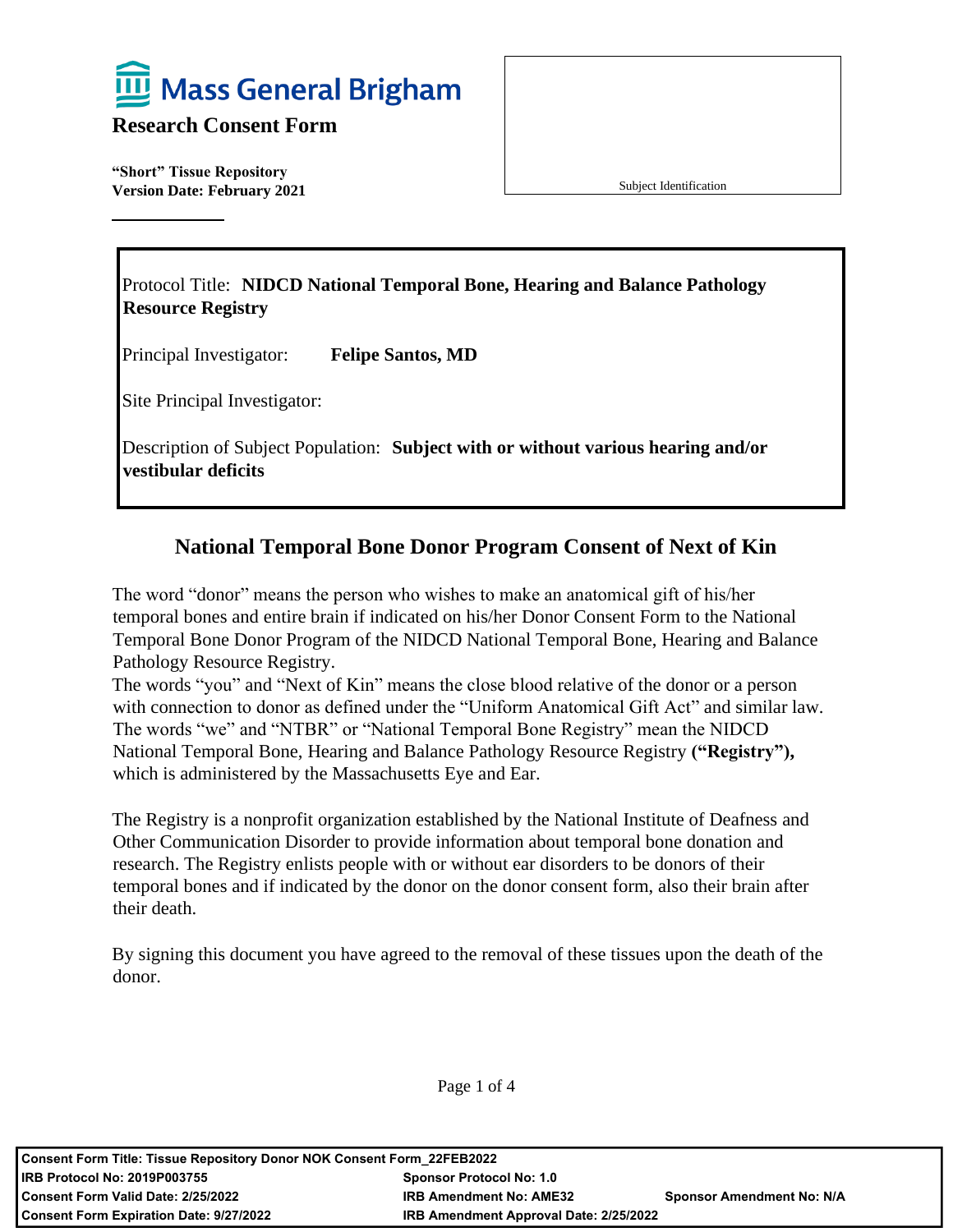# Mass General Brigham

**Research Consent Form**

**"Short" Tissue Repository**
**Version Date: February 2021**

Subject Identification

---

Protocol Title: **NIDCD National Temporal Bone, Hearing and Balance Pathology Resource Registry**

Principal Investigator: **Felipe Santos, MD**

Site Principal Investigator:

Description of Subject Population: **Subject with or without various hearing and/or vestibular deficits**

---

## National Temporal Bone Donor Program Consent of Next of Kin

The word "donor" means the person who wishes to make an anatomical gift of his/her temporal bones and entire brain if indicated on his/her Donor Consent Form to the National Temporal Bone Donor Program of the NIDCD National Temporal Bone, Hearing and Balance Pathology Resource Registry.

The words "you" and "Next of Kin" means the close blood relative of the donor or a person with connection to donor as defined under the "Uniform Anatomical Gift Act" and similar law. The words "we" and "NTBR" or "National Temporal Bone Registry" mean the NIDCD National Temporal Bone, Hearing and Balance Pathology Resource Registry **("Registry"),** which is administered by the Massachusetts Eye and Ear.

The Registry is a nonprofit organization established by the National Institute of Deafness and Other Communication Disorder to provide information about temporal bone donation and research. The Registry enlists people with or without ear disorders to be donors of their temporal bones and if indicated by the donor on the donor consent form, also their brain after their death.

By signing this document you have agreed to the removal of these tissues upon the death of the donor.

| | | |
|---|---|---|
| **Consent Form Title: Tissue Repository Donor NOK Consent Form_22FEB2022** | | |
| **IRB Protocol No: 2019P003755** | **Sponsor Protocol No: 1.0** | |
| **Consent Form Valid Date: 2/25/2022** | **IRB Amendment No: AME32** | **Sponsor Amendment No: N/A** |
| **Consent Form Expiration Date: 9/27/2022** | **IRB Amendment Approval Date: 2/25/2022** | |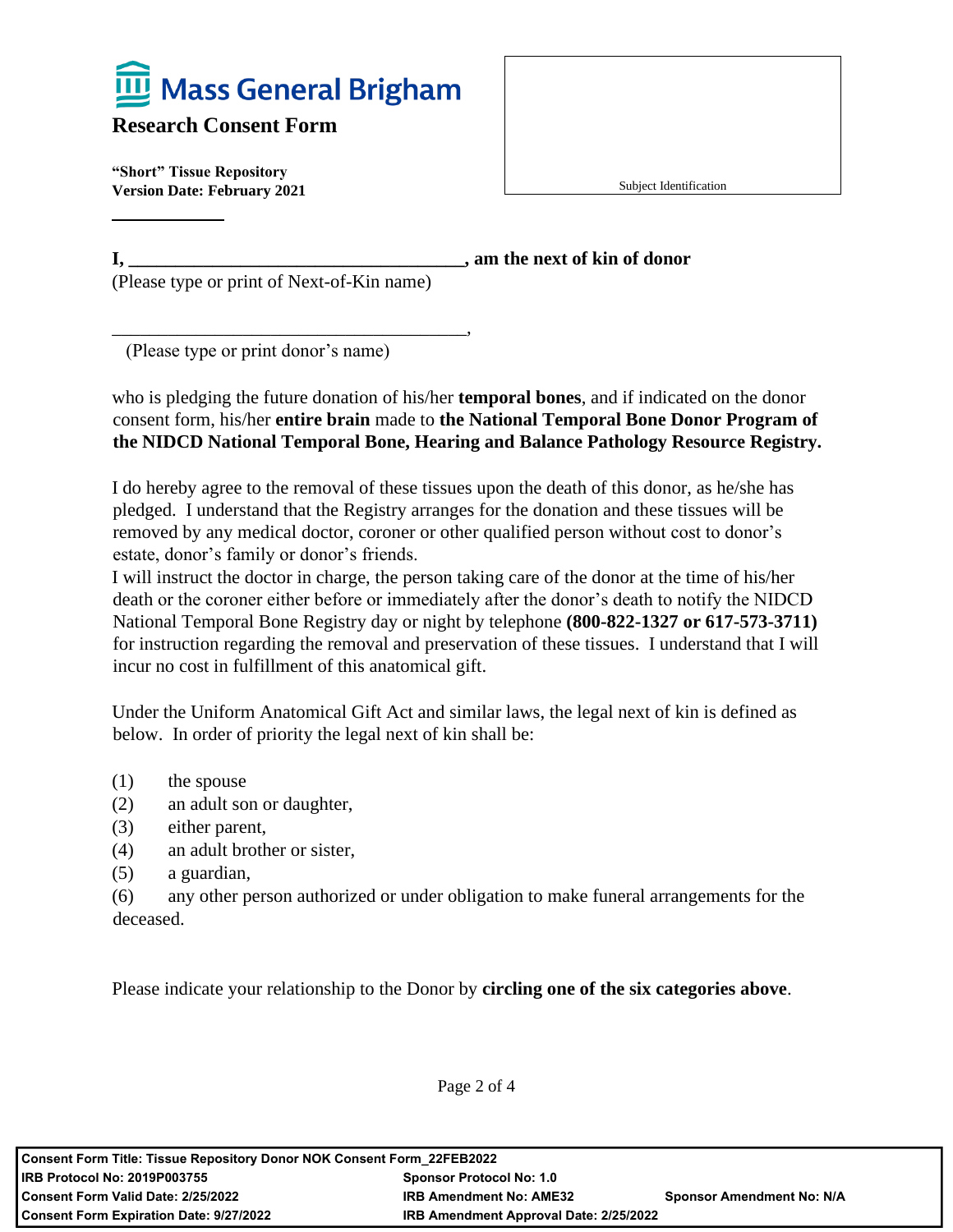Mass General Brigham

**Research Consent Form**

**"Short" Tissue Repository**
**Version Date: February 2021**

Subject Identification

**I, ____________________________________, am the next of kin of donor**
(Please type or print of Next-of-Kin name)

________________________________________,
(Please type or print donor's name)

who is pledging the future donation of his/her **temporal bones**, and if indicated on the donor consent form, his/her **entire brain** made to **the National Temporal Bone Donor Program of the NIDCD National Temporal Bone, Hearing and Balance Pathology Resource Registry.**

I do hereby agree to the removal of these tissues upon the death of this donor, as he/she has pledged. I understand that the Registry arranges for the donation and these tissues will be removed by any medical doctor, coroner or other qualified person without cost to donor's estate, donor's family or donor's friends.
I will instruct the doctor in charge, the person taking care of the donor at the time of his/her death or the coroner either before or immediately after the donor's death to notify the NIDCD National Temporal Bone Registry day or night by telephone **(800-822-1327 or 617-573-3711)** for instruction regarding the removal and preservation of these tissues. I understand that I will incur no cost in fulfillment of this anatomical gift.

Under the Uniform Anatomical Gift Act and similar laws, the legal next of kin is defined as below. In order of priority the legal next of kin shall be:

(1) the spouse
(2) an adult son or daughter,
(3) either parent,
(4) an adult brother or sister,
(5) a guardian,
(6) any other person authorized or under obligation to make funeral arrangements for the deceased.

Please indicate your relationship to the Donor by **circling one of the six categories above**.

| | | |
|---|---|---|
| **Consent Form Title: Tissue Repository Donor NOK Consent Form_22FEB2022** | | |
| **IRB Protocol No: 2019P003755** | **Sponsor Protocol No: 1.0** | |
| **Consent Form Valid Date: 2/25/2022** | **IRB Amendment No: AME32** | **Sponsor Amendment No: N/A** |
| **Consent Form Expiration Date: 9/27/2022** | **IRB Amendment Approval Date: 2/25/2022** | |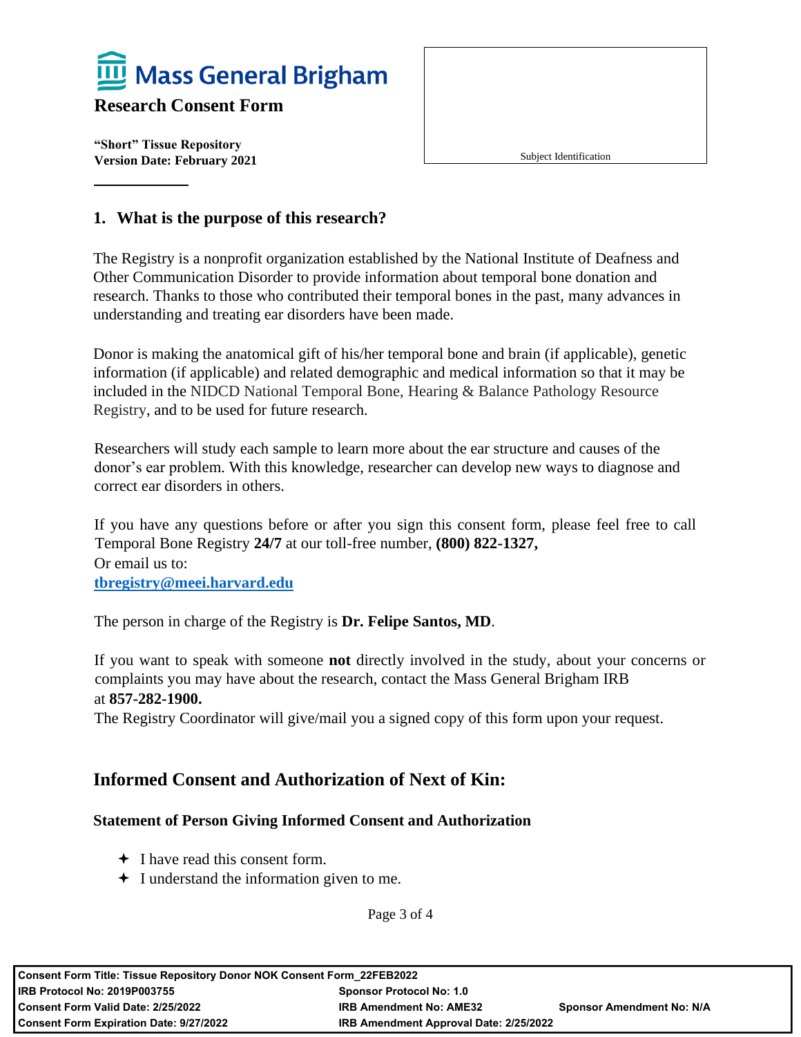# Mass General Brigham

## Research Consent Form

**"Short" Tissue Repository**
**Version Date: February 2021**

Subject Identification

### 1. What is the purpose of this research?

The Registry is a nonprofit organization established by the National Institute of Deafness and Other Communication Disorder to provide information about temporal bone donation and research. Thanks to those who contributed their temporal bones in the past, many advances in understanding and treating ear disorders have been made.

Donor is making the anatomical gift of his/her temporal bone and brain (if applicable), genetic information (if applicable) and related demographic and medical information so that it may be included in the NIDCD National Temporal Bone, Hearing & Balance Pathology Resource Registry, and to be used for future research.

Researchers will study each sample to learn more about the ear structure and causes of the donor's ear problem. With this knowledge, researcher can develop new ways to diagnose and correct ear disorders in others.

If you have any questions before or after you sign this consent form, please feel free to call Temporal Bone Registry **24/7** at our toll-free number, **(800) 822-1327,**
Or email us to:
**tbregistry@meei.harvard.edu**

The person in charge of the Registry is **Dr. Felipe Santos, MD**.

If you want to speak with someone **not** directly involved in the study, about your concerns or complaints you may have about the research, contact the Mass General Brigham IRB at **857-282-1900.**
The Registry Coordinator will give/mail you a signed copy of this form upon your request.

## Informed Consent and Authorization of Next of Kin:

**Statement of Person Giving Informed Consent and Authorization**

- I have read this consent form.
- I understand the information given to me.

| | | |
|---|---|---|
| **Consent Form Title: Tissue Repository Donor NOK Consent Form_22FEB2022** | | |
| **IRB Protocol No: 2019P003755** | **Sponsor Protocol No: 1.0** | |
| **Consent Form Valid Date: 2/25/2022** | **IRB Amendment No: AME32** | **Sponsor Amendment No: N/A** |
| **Consent Form Expiration Date: 9/27/2022** | **IRB Amendment Approval Date: 2/25/2022** | |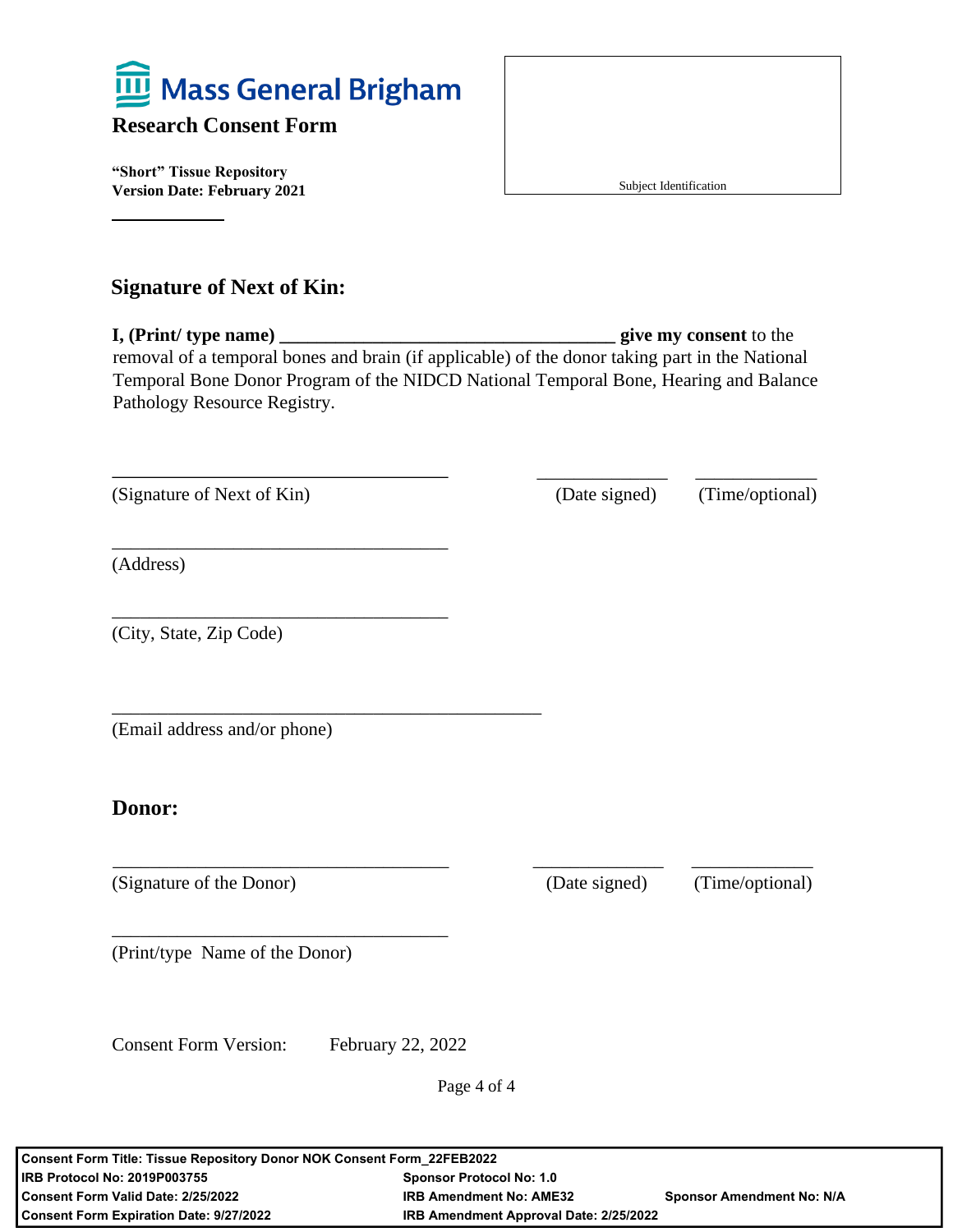Mass General Brigham

**Research Consent Form**

**"Short" Tissue Repository**
**Version Date: February 2021**

Subject Identification

## Signature of Next of Kin:

**I, (Print/ type name) ___________________________________ give my consent** to the removal of a temporal bones and brain (if applicable) of the donor taking part in the National Temporal Bone Donor Program of the NIDCD National Temporal Bone, Hearing and Balance Pathology Resource Registry.

___________________________________ _____________ ____________
(Signature of Next of Kin) (Date signed) (Time/optional)

___________________________________
(Address)

___________________________________
(City, State, Zip Code)

_____________________________________________
(Email address and/or phone)

## Donor:

___________________________________ _____________ ____________
(Signature of the Donor) (Date signed) (Time/optional)

___________________________________
(Print/type Name of the Donor)

Consent Form Version: February 22, 2022

| **Consent Form Title: Tissue Repository Donor NOK Consent Form_22FEB2022** | | |
|---|---|---|
| **IRB Protocol No: 2019P003755** | **Sponsor Protocol No: 1.0** | |
| **Consent Form Valid Date: 2/25/2022** | **IRB Amendment No: AME32** | **Sponsor Amendment No: N/A** |
| **Consent Form Expiration Date: 9/27/2022** | **IRB Amendment Approval Date: 2/25/2022** | |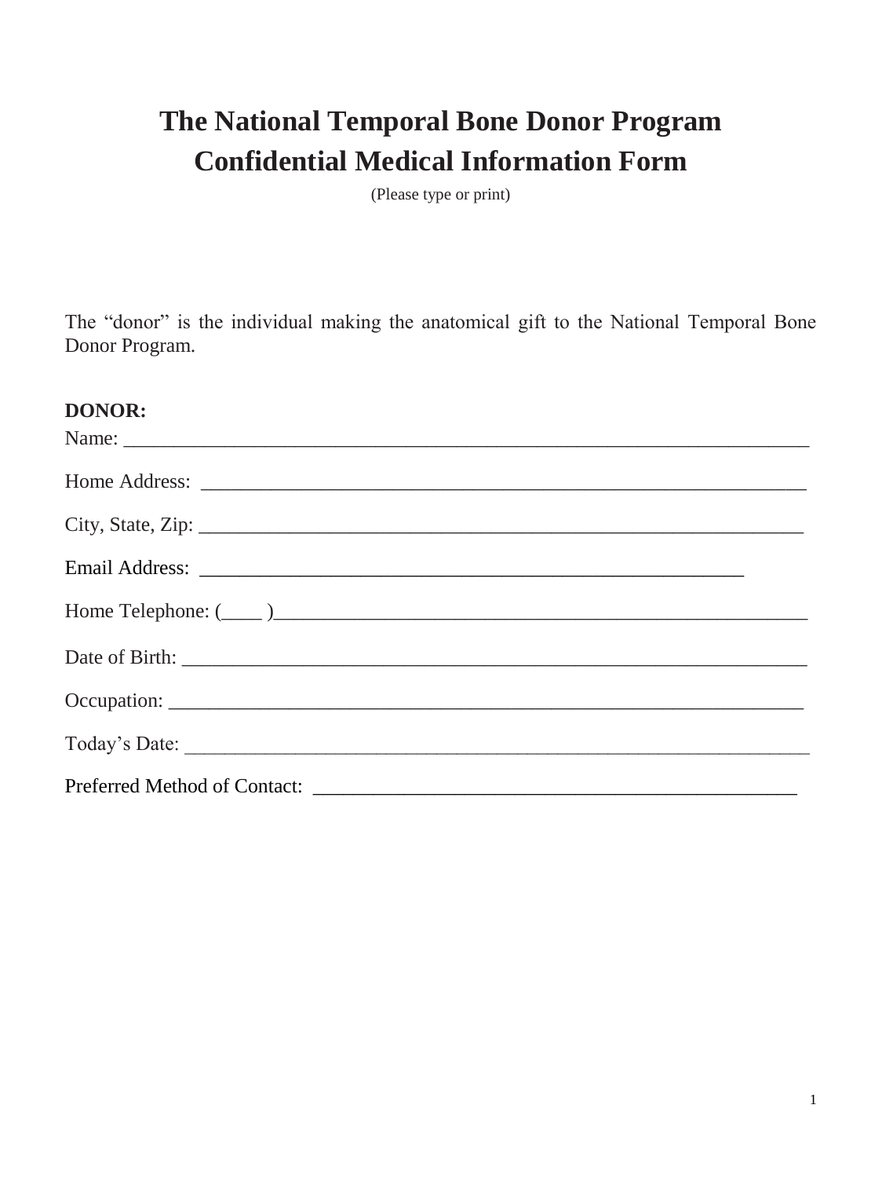# The National Temporal Bone Donor Program
# Confidential Medical Information Form

(Please type or print)

The "donor" is the individual making the anatomical gift to the National Temporal Bone Donor Program.

**DONOR:**

Name: ______________________________________________________________________

Home Address: ______________________________________________________________

City, State, Zip: _____________________________________________________________

Email Address: _____________________________________________________

Home Telephone: (____ )_______________________________________________________

Date of Birth: _______________________________________________________________

Occupation: _________________________________________________________________

Today's Date: ________________________________________________________________

Preferred Method of Contact: ___________________________________________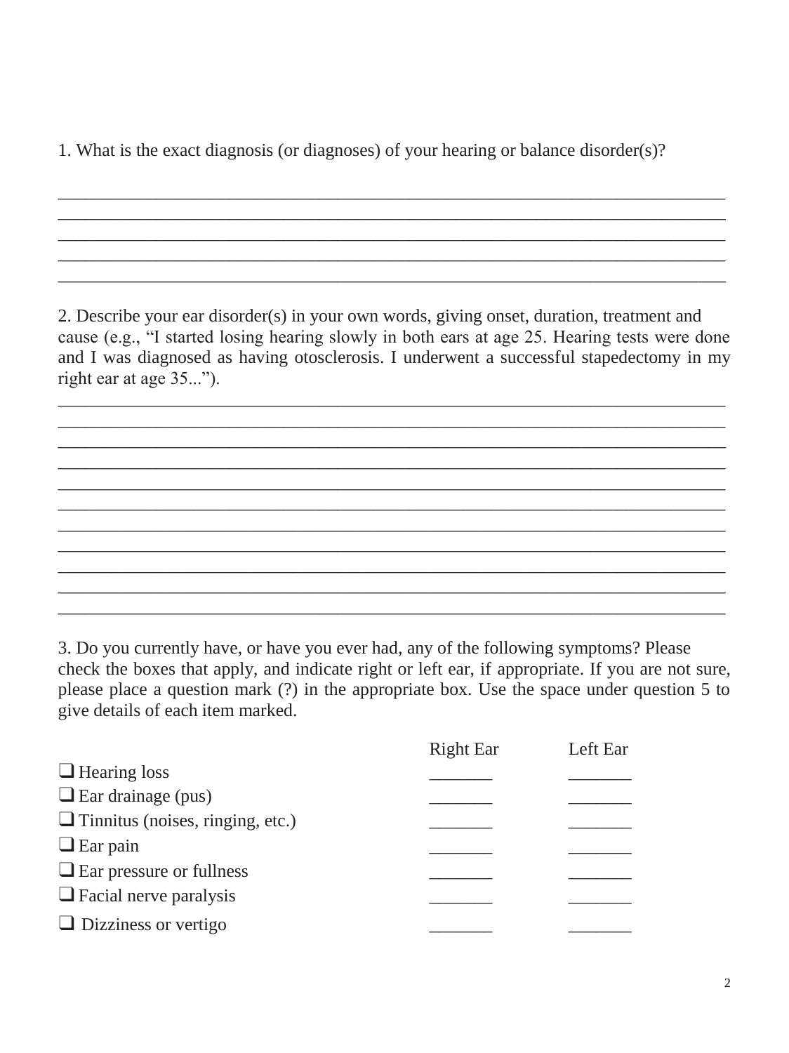1. What is the exact diagnosis (or diagnoses) of your hearing or balance disorder(s)?

_______________________________________________________________________________
_______________________________________________________________________________
_______________________________________________________________________________
_______________________________________________________________________________
_______________________________________________________________________________

2. Describe your ear disorder(s) in your own words, giving onset, duration, treatment and cause (e.g., "I started losing hearing slowly in both ears at age 25. Hearing tests were done and I was diagnosed as having otosclerosis. I underwent a successful stapedectomy in my right ear at age 35...").

_______________________________________________________________________________
_______________________________________________________________________________
_______________________________________________________________________________
_______________________________________________________________________________
_______________________________________________________________________________
_______________________________________________________________________________
_______________________________________________________________________________
_______________________________________________________________________________
_______________________________________________________________________________
_______________________________________________________________________________
_______________________________________________________________________________

3. Do you currently have, or have you ever had, any of the following symptoms? Please check the boxes that apply, and indicate right or left ear, if appropriate. If you are not sure, please place a question mark (?) in the appropriate box. Use the space under question 5 to give details of each item marked.

| | Right Ear | Left Ear |
|---|---|---|
| ❑ Hearing loss | _______ | _______ |
| ❑ Ear drainage (pus) | _______ | _______ |
| ❑ Tinnitus (noises, ringing, etc.) | _______ | _______ |
| ❑ Ear pain | _______ | _______ |
| ❑ Ear pressure or fullness | _______ | _______ |
| ❑ Facial nerve paralysis | _______ | _______ |
| ❑ Dizziness or vertigo | _______ | _______ |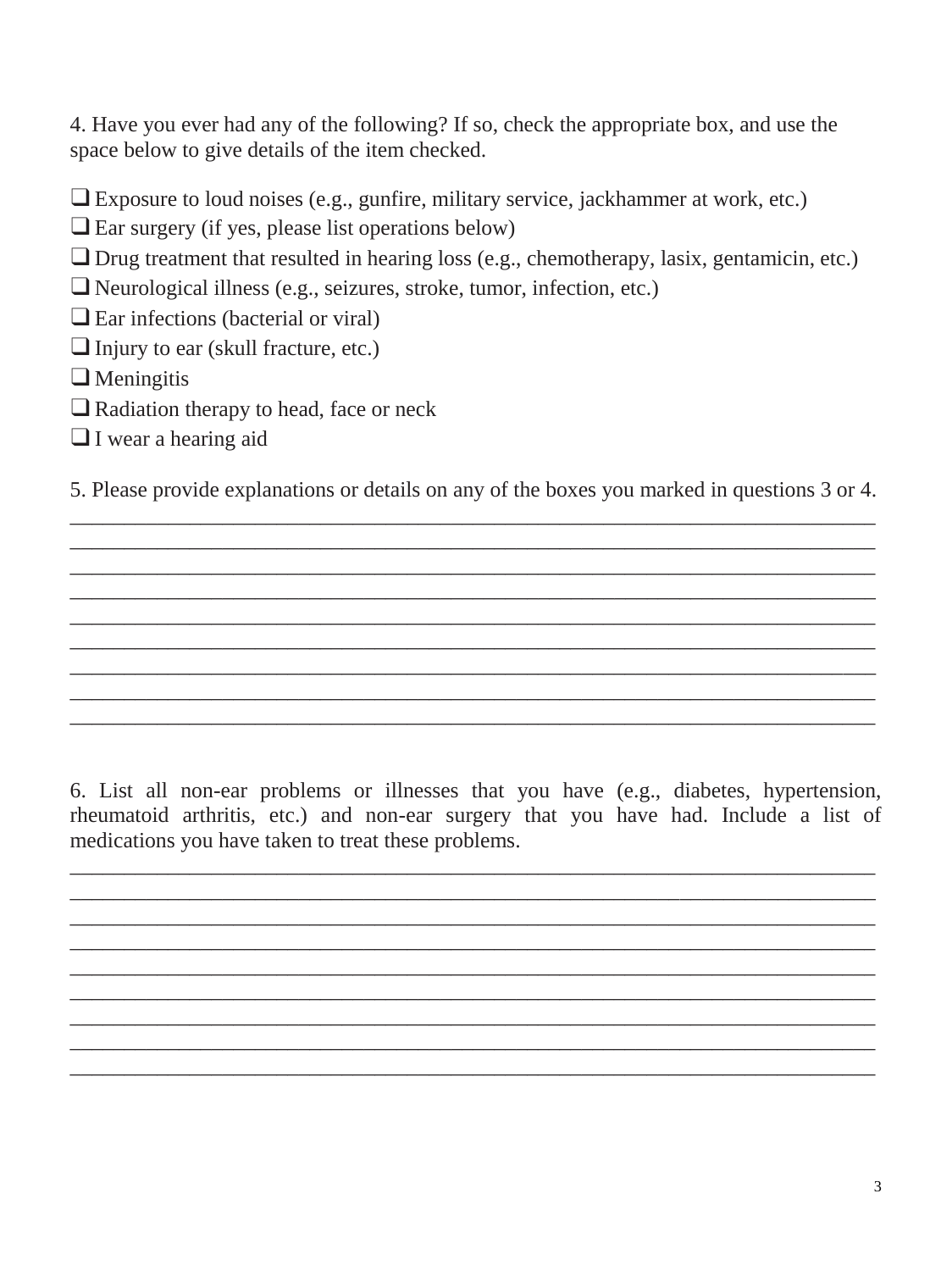4. Have you ever had any of the following? If so, check the appropriate box, and use the space below to give details of the item checked.

- ❑ Exposure to loud noises (e.g., gunfire, military service, jackhammer at work, etc.)
- ❑ Ear surgery (if yes, please list operations below)
- ❑ Drug treatment that resulted in hearing loss (e.g., chemotherapy, lasix, gentamicin, etc.)
- ❑ Neurological illness (e.g., seizures, stroke, tumor, infection, etc.)
- ❑ Ear infections (bacterial or viral)
- ❑ Injury to ear (skull fracture, etc.)
- ❑ Meningitis
- ❑ Radiation therapy to head, face or neck
- ❑ I wear a hearing aid

5. Please provide explanations or details on any of the boxes you marked in questions 3 or 4.

___________________________________________________________________________
___________________________________________________________________________
___________________________________________________________________________
___________________________________________________________________________
___________________________________________________________________________
___________________________________________________________________________
___________________________________________________________________________
___________________________________________________________________________
___________________________________________________________________________

6. List all non-ear problems or illnesses that you have (e.g., diabetes, hypertension, rheumatoid arthritis, etc.) and non-ear surgery that you have had. Include a list of medications you have taken to treat these problems.

___________________________________________________________________________
___________________________________________________________________________
___________________________________________________________________________
___________________________________________________________________________
___________________________________________________________________________
___________________________________________________________________________
___________________________________________________________________________
___________________________________________________________________________
___________________________________________________________________________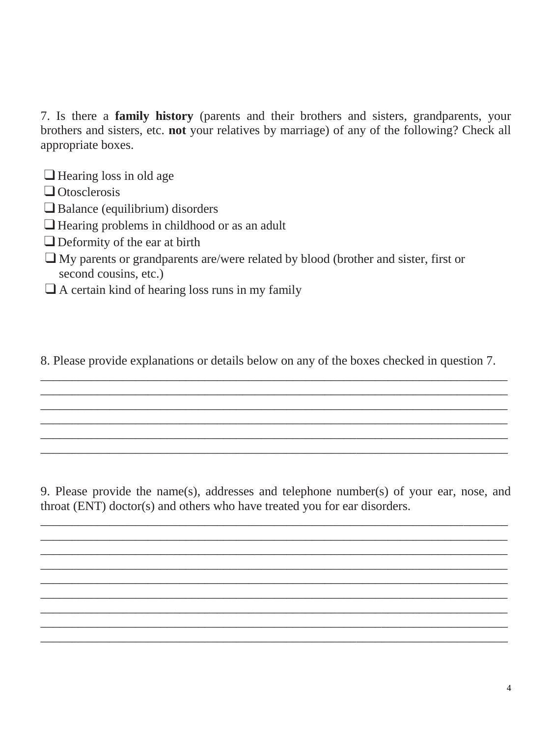7. Is there a **family history** (parents and their brothers and sisters, grandparents, your brothers and sisters, etc. **not** your relatives by marriage) of any of the following? Check all appropriate boxes.

- ☐ Hearing loss in old age
- ☐ Otosclerosis
- ☐ Balance (equilibrium) disorders
- ☐ Hearing problems in childhood or as an adult
- ☐ Deformity of the ear at birth
- ☐ My parents or grandparents are/were related by blood (brother and sister, first or second cousins, etc.)
- ☐ A certain kind of hearing loss runs in my family

8. Please provide explanations or details below on any of the boxes checked in question 7.

______________________________________________________________________________
______________________________________________________________________________
______________________________________________________________________________
______________________________________________________________________________
______________________________________________________________________________
______________________________________________________________________________

9. Please provide the name(s), addresses and telephone number(s) of your ear, nose, and throat (ENT) doctor(s) and others who have treated you for ear disorders.

______________________________________________________________________________
______________________________________________________________________________
______________________________________________________________________________
______________________________________________________________________________
______________________________________________________________________________
______________________________________________________________________________
______________________________________________________________________________
______________________________________________________________________________
______________________________________________________________________________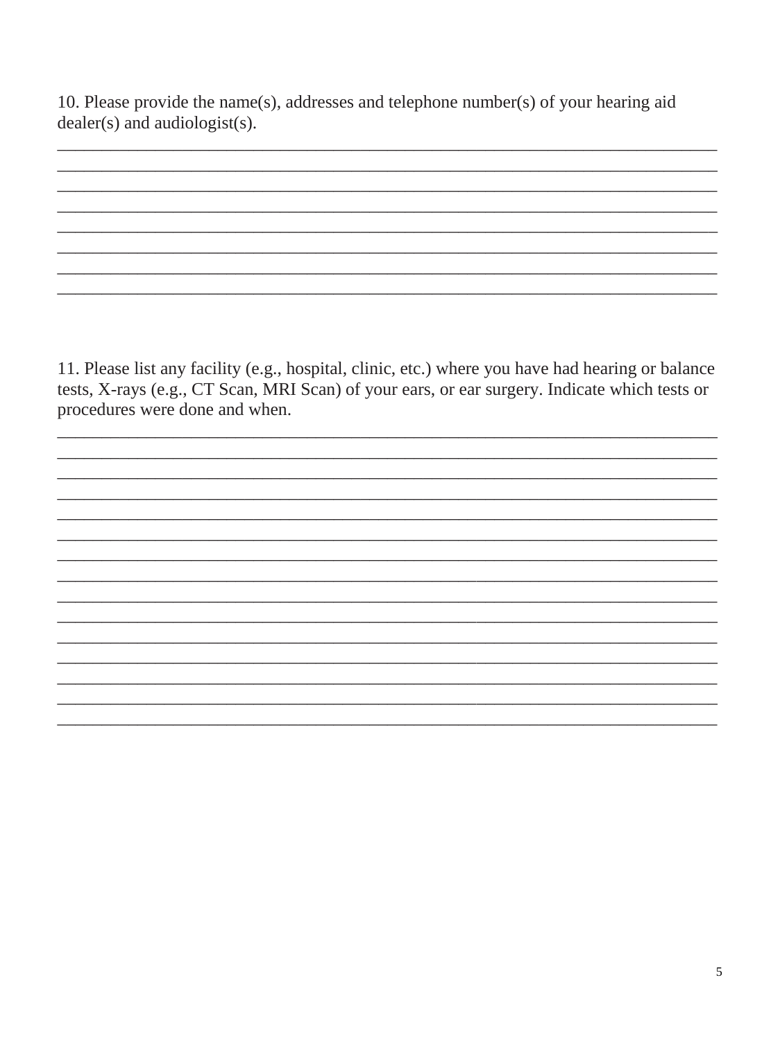10. Please provide the name(s), addresses and telephone number(s) of your hearing aid dealer(s) and audiologist(s).

________________________________________________________________________________
________________________________________________________________________________
________________________________________________________________________________
________________________________________________________________________________
________________________________________________________________________________
________________________________________________________________________________
________________________________________________________________________________
________________________________________________________________________________

11. Please list any facility (e.g., hospital, clinic, etc.) where you have had hearing or balance tests, X-rays (e.g., CT Scan, MRI Scan) of your ears, or ear surgery. Indicate which tests or procedures were done and when.

________________________________________________________________________________
________________________________________________________________________________
________________________________________________________________________________
________________________________________________________________________________
________________________________________________________________________________
________________________________________________________________________________
________________________________________________________________________________
________________________________________________________________________________
________________________________________________________________________________
________________________________________________________________________________
________________________________________________________________________________
________________________________________________________________________________
________________________________________________________________________________
________________________________________________________________________________
________________________________________________________________________________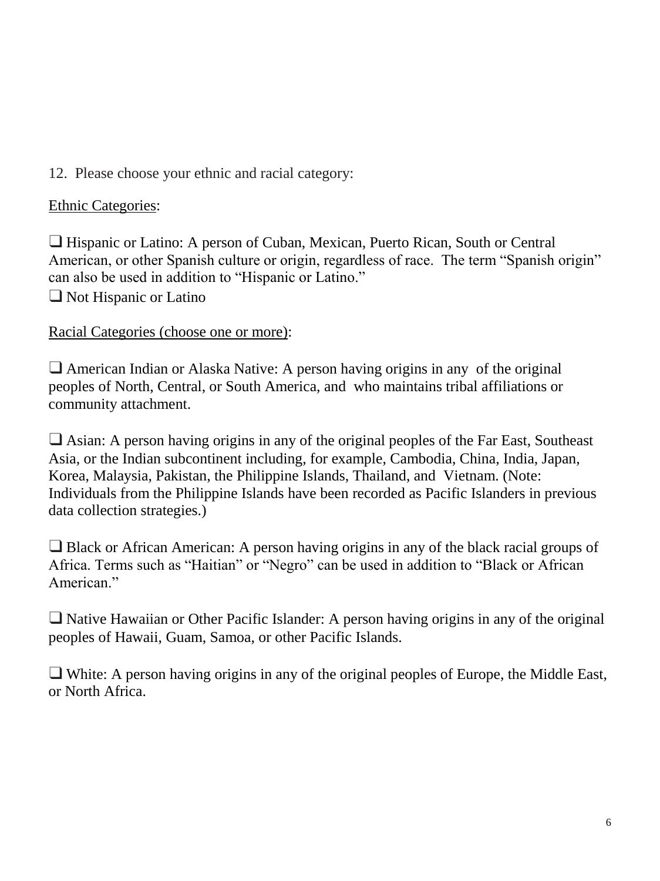12. Please choose your ethnic and racial category:

<u>Ethnic Categories</u>:

❑ Hispanic or Latino: A person of Cuban, Mexican, Puerto Rican, South or Central American, or other Spanish culture or origin, regardless of race. The term “Spanish origin” can also be used in addition to “Hispanic or Latino.”

❑ Not Hispanic or Latino

<u>Racial Categories (choose one or more)</u>:

❑ American Indian or Alaska Native: A person having origins in any of the original peoples of North, Central, or South America, and who maintains tribal affiliations or community attachment.

❑ Asian: A person having origins in any of the original peoples of the Far East, Southeast Asia, or the Indian subcontinent including, for example, Cambodia, China, India, Japan, Korea, Malaysia, Pakistan, the Philippine Islands, Thailand, and Vietnam. (Note: Individuals from the Philippine Islands have been recorded as Pacific Islanders in previous data collection strategies.)

❑ Black or African American: A person having origins in any of the black racial groups of Africa. Terms such as “Haitian” or “Negro” can be used in addition to “Black or African American.”

❑ Native Hawaiian or Other Pacific Islander: A person having origins in any of the original peoples of Hawaii, Guam, Samoa, or other Pacific Islands.

❑ White: A person having origins in any of the original peoples of Europe, the Middle East, or North Africa.